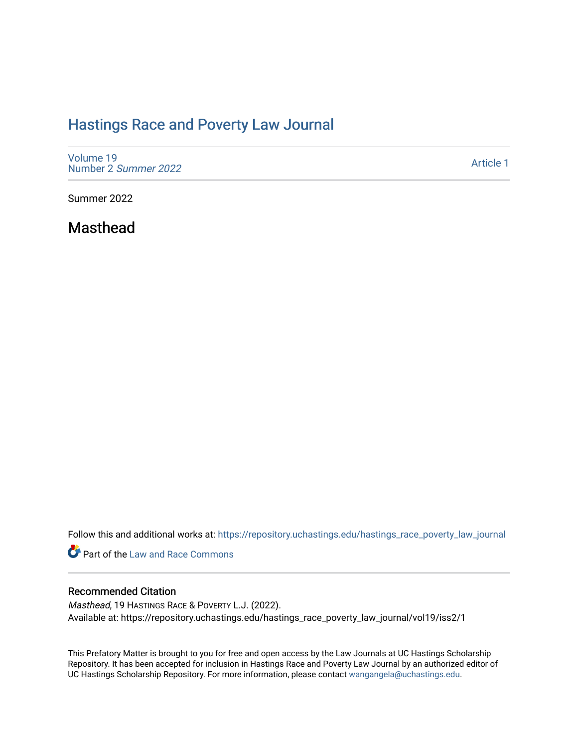# Hastings Race and Poverty Law Journal

Volume 19
Number 2 *Summer 2022*

Article 1

Summer 2022

## Masthead

Follow this and additional works at: https://repository.uchastings.edu/hastings_race_poverty_law_journal

Part of the Law and Race Commons

### Recommended Citation

*Masthead*, 19 HASTINGS RACE & POVERTY L.J. (2022).
Available at: https://repository.uchastings.edu/hastings_race_poverty_law_journal/vol19/iss2/1

This Prefatory Matter is brought to you for free and open access by the Law Journals at UC Hastings Scholarship Repository. It has been accepted for inclusion in Hastings Race and Poverty Law Journal by an authorized editor of UC Hastings Scholarship Repository. For more information, please contact wangangela@uchastings.edu.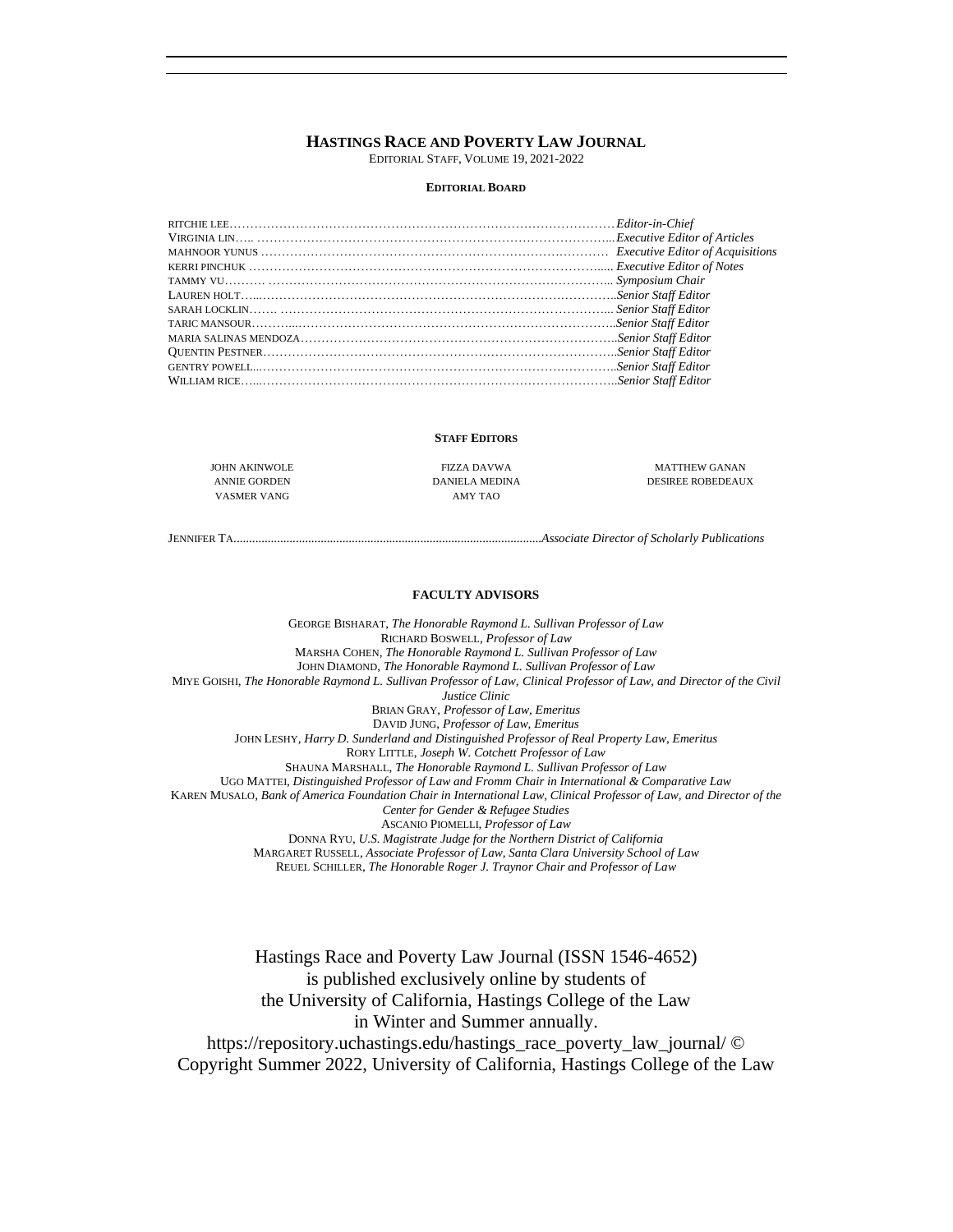# HASTINGS RACE AND POVERTY LAW JOURNAL

EDITORIAL STAFF, VOLUME 19, 2021-2022

## EDITORIAL BOARD

RITCHIE LEE………………………………………………………………………………*Editor-in-Chief*
VIRGINIA LIN….. ……………………………………………………………………………...*Executive Editor of Articles*
MAHNOOR YUNUS …………………………………………………………………………… *Executive Editor of Acquisitions*
KERRI PINCHUK …………………………………………………………………………..... *Executive Editor of Notes*
TAMMY VU………. ……………………………………………………………………………... *Symposium Chair*
LAUREN HOLT…...…………………………………………………………………………...*Senior Staff Editor*
SARAH LOCKLIN……. ………………………………………………………………………... *Senior Staff Editor*
TARIC MANSOUR……...……………………………………………………………………….*Senior Staff Editor*
MARIA SALINAS MENDOZA……………………………………………………………………...*Senior Staff Editor*
QUENTIN PESTNER……………………………………………………………………………..*Senior Staff Editor*
GENTRY POWELL..…………………………………………………………………………...*Senior Staff Editor*
WILLIAM RICE…...…………………………………………………………………………...*Senior Staff Editor*

## STAFF EDITORS

JOHN AKINWOLE
FIZZA DAVWA
MATTHEW GANAN
ANNIE GORDEN
DANIELA MEDINA
DESIREE ROBEDEAUX
VASMER VANG
AMY TAO

JENNIFER TA..................................................................................................*Associate Director of Scholarly Publications*

## FACULTY ADVISORS

GEORGE BISHARAT, *The Honorable Raymond L. Sullivan Professor of Law*
RICHARD BOSWELL, *Professor of Law*
MARSHA COHEN, *The Honorable Raymond L. Sullivan Professor of Law*
JOHN DIAMOND, *The Honorable Raymond L. Sullivan Professor of Law*
MIYE GOISHI, *The Honorable Raymond L. Sullivan Professor of Law, Clinical Professor of Law, and Director of the Civil Justice Clinic*
BRIAN GRAY, *Professor of Law, Emeritus*
DAVID JUNG, *Professor of Law, Emeritus*
JOHN LESHY, *Harry D. Sunderland and Distinguished Professor of Real Property Law, Emeritus*
RORY LITTLE, *Joseph W. Cotchett Professor of Law*
SHAUNA MARSHALL, *The Honorable Raymond L. Sullivan Professor of Law*
UGO MATTEI, *Distinguished Professor of Law and Fromm Chair in International & Comparative Law*
KAREN MUSALO, *Bank of America Foundation Chair in International Law, Clinical Professor of Law, and Director of the Center for Gender & Refugee Studies*
ASCANIO PIOMELLI, *Professor of Law*
DONNA RYU, *U.S. Magistrate Judge for the Northern District of California*
MARGARET RUSSELL, *Associate Professor of Law, Santa Clara University School of Law*
REUEL SCHILLER, *The Honorable Roger J. Traynor Chair and Professor of Law*

Hastings Race and Poverty Law Journal (ISSN 1546-4652)
is published exclusively online by students of
the University of California, Hastings College of the Law
in Winter and Summer annually.
https://repository.uchastings.edu/hastings_race_poverty_law_journal/ ©
Copyright Summer 2022, University of California, Hastings College of the Law